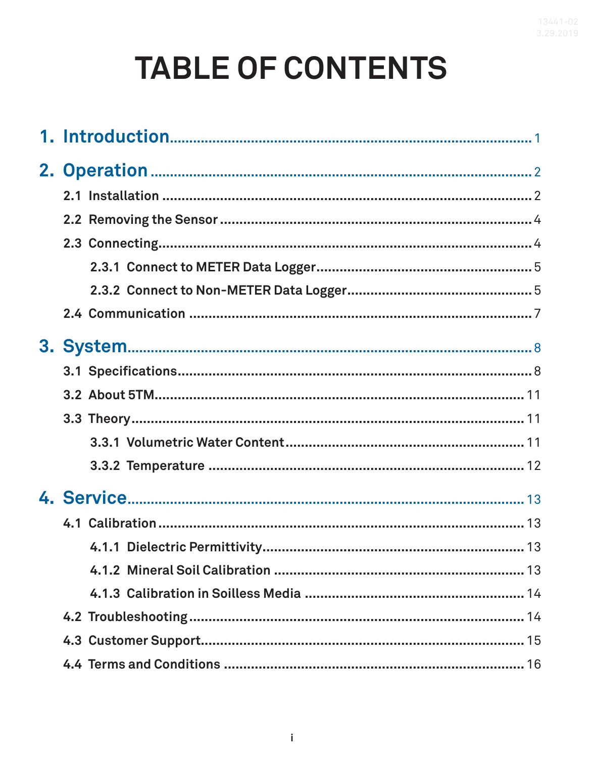# TABLE OF CONTENTS

1. Introduction .......... 1

2. Operation .......... 2
   - 2.1 Installation .......... 2
   - 2.2 Removing the Sensor .......... 4
   - 2.3 Connecting .......... 4
     - 2.3.1 Connect to METER Data Logger .......... 5
     - 2.3.2 Connect to Non-METER Data Logger .......... 5
   - 2.4 Communication .......... 7

3. System .......... 8
   - 3.1 Specifications .......... 8
   - 3.2 About 5TM .......... 11
   - 3.3 Theory .......... 11
     - 3.3.1 Volumetric Water Content .......... 11
     - 3.3.2 Temperature .......... 12

4. Service .......... 13
   - 4.1 Calibration .......... 13
     - 4.1.1 Dielectric Permittivity .......... 13
     - 4.1.2 Mineral Soil Calibration .......... 13
     - 4.1.3 Calibration in Soilless Media .......... 14
   - 4.2 Troubleshooting .......... 14
   - 4.3 Customer Support .......... 15
   - 4.4 Terms and Conditions .......... 16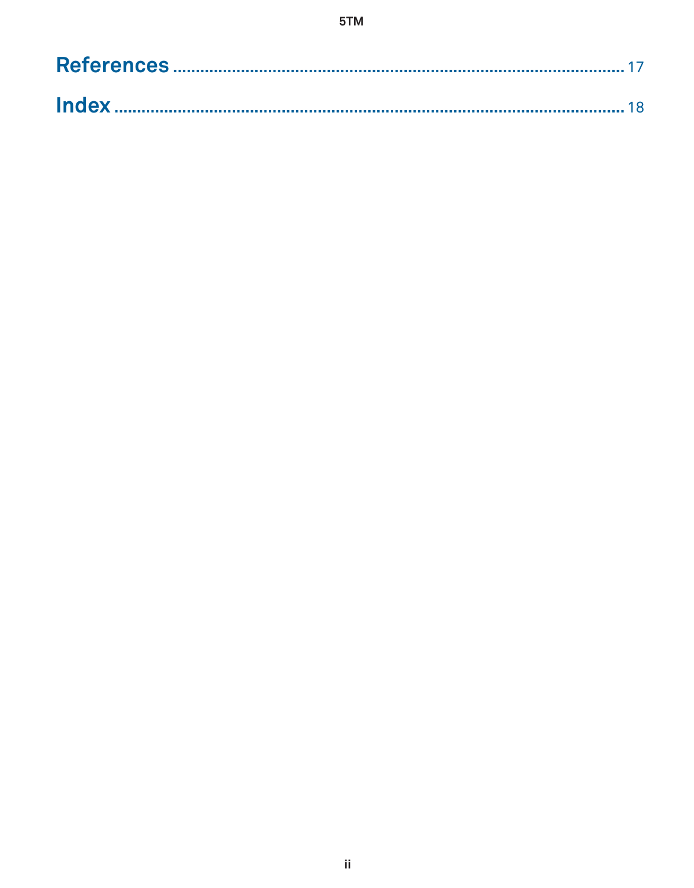**References** .......................................................................................... 17

**Index** .................................................................................................. 18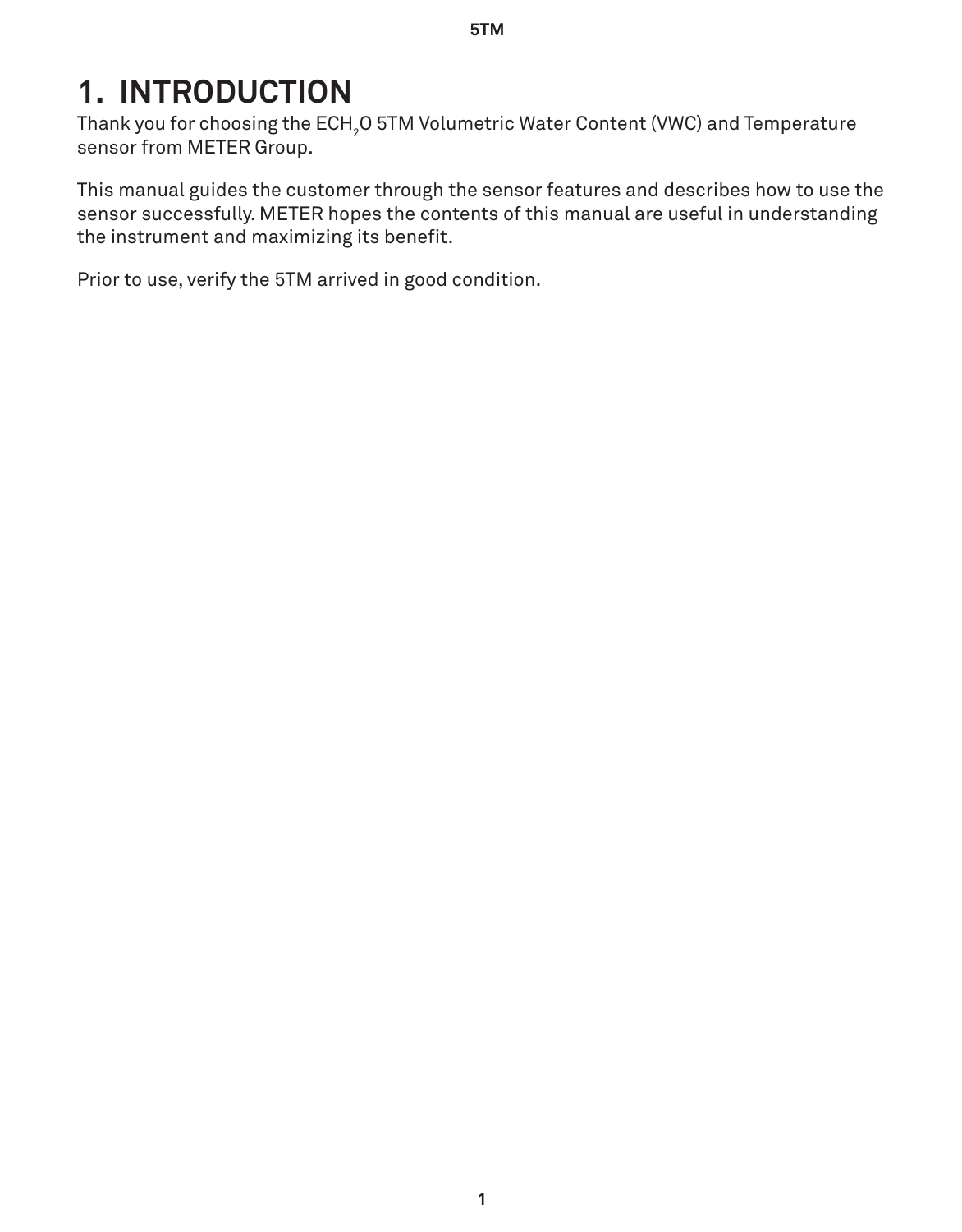# 1. INTRODUCTION

Thank you for choosing the ECH$_2$O 5TM Volumetric Water Content (VWC) and Temperature sensor from METER Group.

This manual guides the customer through the sensor features and describes how to use the sensor successfully. METER hopes the contents of this manual are useful in understanding the instrument and maximizing its benefit.

Prior to use, verify the 5TM arrived in good condition.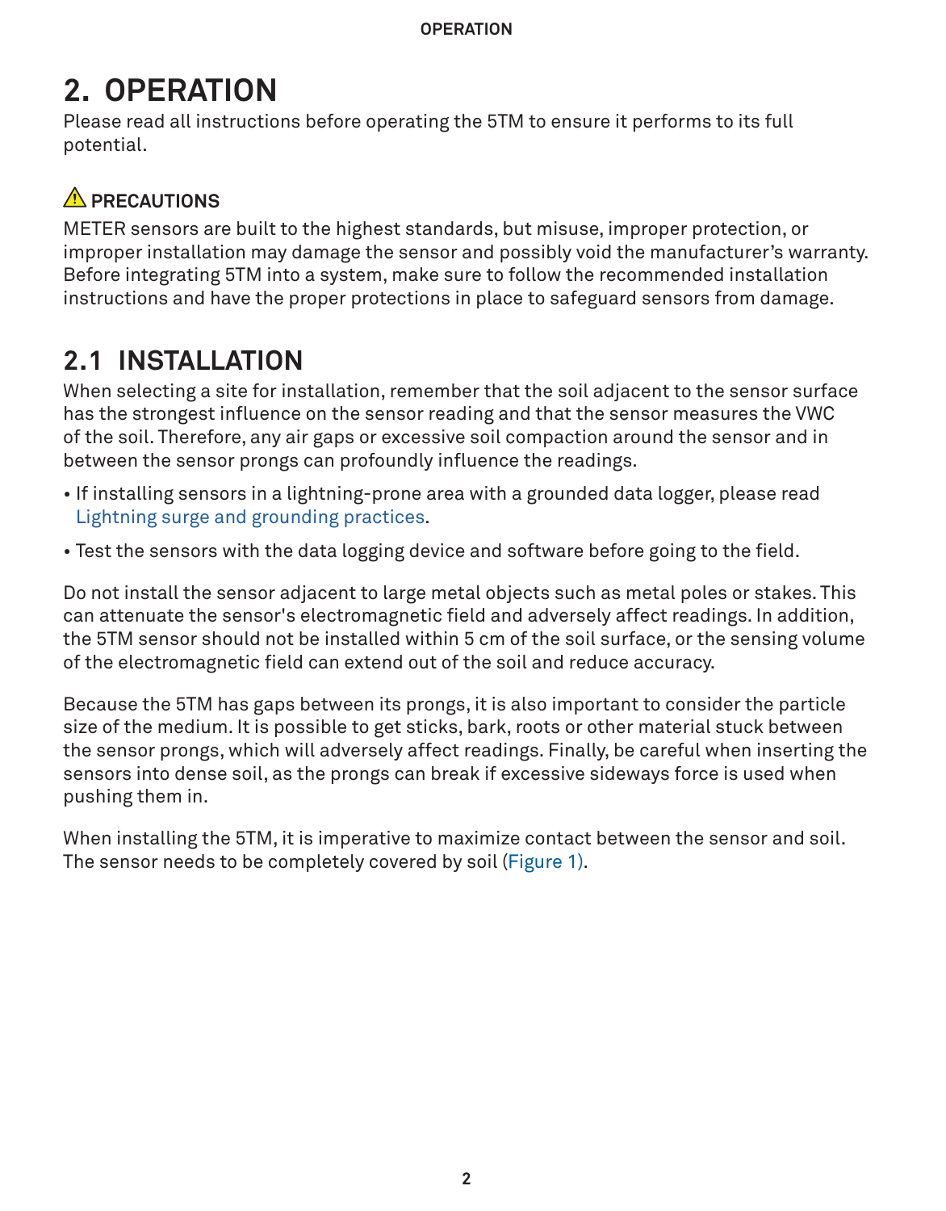# 2. OPERATION

Please read all instructions before operating the 5TM to ensure it performs to its full potential.

⚠ **PRECAUTIONS**

METER sensors are built to the highest standards, but misuse, improper protection, or improper installation may damage the sensor and possibly void the manufacturer's warranty. Before integrating 5TM into a system, make sure to follow the recommended installation instructions and have the proper protections in place to safeguard sensors from damage.

## 2.1 INSTALLATION

When selecting a site for installation, remember that the soil adjacent to the sensor surface has the strongest influence on the sensor reading and that the sensor measures the VWC of the soil. Therefore, any air gaps or excessive soil compaction around the sensor and in between the sensor prongs can profoundly influence the readings.

- If installing sensors in a lightning-prone area with a grounded data logger, please read Lightning surge and grounding practices.
- Test the sensors with the data logging device and software before going to the field.

Do not install the sensor adjacent to large metal objects such as metal poles or stakes. This can attenuate the sensor's electromagnetic field and adversely affect readings. In addition, the 5TM sensor should not be installed within 5 cm of the soil surface, or the sensing volume of the electromagnetic field can extend out of the soil and reduce accuracy.

Because the 5TM has gaps between its prongs, it is also important to consider the particle size of the medium. It is possible to get sticks, bark, roots or other material stuck between the sensor prongs, which will adversely affect readings. Finally, be careful when inserting the sensors into dense soil, as the prongs can break if excessive sideways force is used when pushing them in.

When installing the 5TM, it is imperative to maximize contact between the sensor and soil. The sensor needs to be completely covered by soil (Figure 1).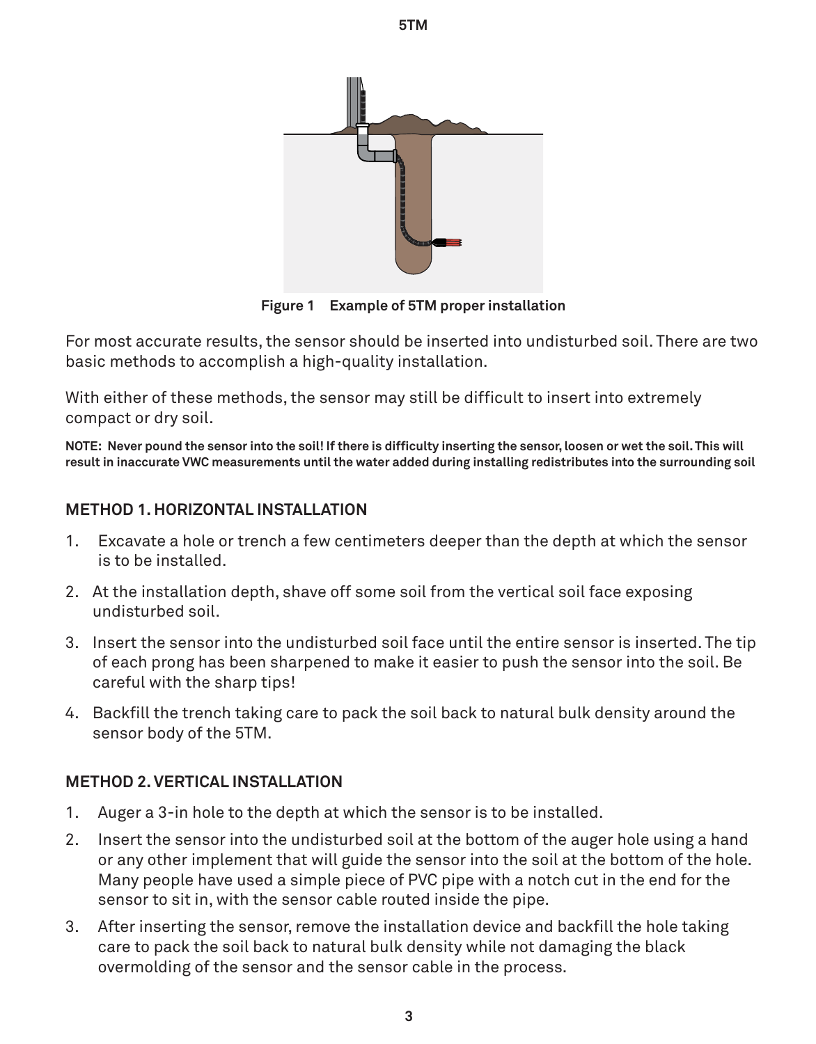Figure 1 Example of 5TM proper installation

For most accurate results, the sensor should be inserted into undisturbed soil. There are two basic methods to accomplish a high-quality installation.

With either of these methods, the sensor may still be difficult to insert into extremely compact or dry soil.

**NOTE: Never pound the sensor into the soil! If there is difficulty inserting the sensor, loosen or wet the soil. This will result in inaccurate VWC measurements until the water added during installing redistributes into the surrounding soil**

## METHOD 1. HORIZONTAL INSTALLATION

1. Excavate a hole or trench a few centimeters deeper than the depth at which the sensor is to be installed.
2. At the installation depth, shave off some soil from the vertical soil face exposing undisturbed soil.
3. Insert the sensor into the undisturbed soil face until the entire sensor is inserted. The tip of each prong has been sharpened to make it easier to push the sensor into the soil. Be careful with the sharp tips!
4. Backfill the trench taking care to pack the soil back to natural bulk density around the sensor body of the 5TM.

## METHOD 2. VERTICAL INSTALLATION

1. Auger a 3-in hole to the depth at which the sensor is to be installed.
2. Insert the sensor into the undisturbed soil at the bottom of the auger hole using a hand or any other implement that will guide the sensor into the soil at the bottom of the hole. Many people have used a simple piece of PVC pipe with a notch cut in the end for the sensor to sit in, with the sensor cable routed inside the pipe.
3. After inserting the sensor, remove the installation device and backfill the hole taking care to pack the soil back to natural bulk density while not damaging the black overmolding of the sensor and the sensor cable in the process.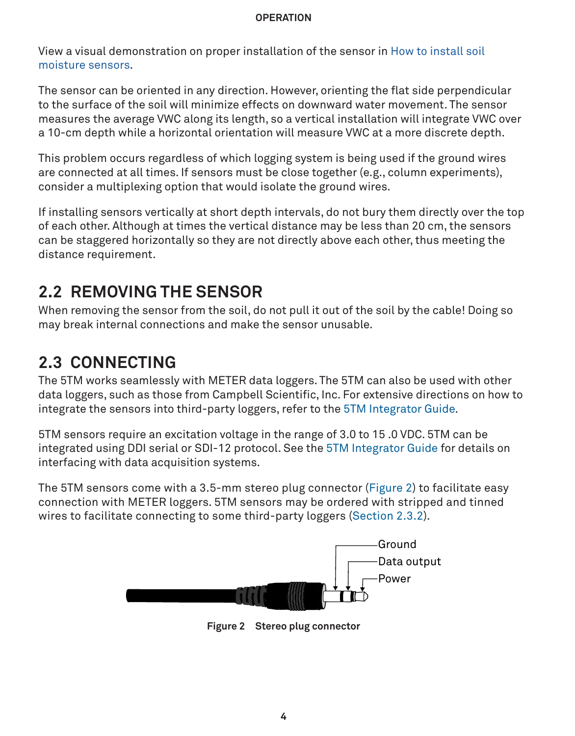View a visual demonstration on proper installation of the sensor in How to install soil moisture sensors.

The sensor can be oriented in any direction. However, orienting the flat side perpendicular to the surface of the soil will minimize effects on downward water movement. The sensor measures the average VWC along its length, so a vertical installation will integrate VWC over a 10-cm depth while a horizontal orientation will measure VWC at a more discrete depth.

This problem occurs regardless of which logging system is being used if the ground wires are connected at all times. If sensors must be close together (e.g., column experiments), consider a multiplexing option that would isolate the ground wires.

If installing sensors vertically at short depth intervals, do not bury them directly over the top of each other. Although at times the vertical distance may be less than 20 cm, the sensors can be staggered horizontally so they are not directly above each other, thus meeting the distance requirement.

## 2.2 REMOVING THE SENSOR

When removing the sensor from the soil, do not pull it out of the soil by the cable! Doing so may break internal connections and make the sensor unusable.

## 2.3 CONNECTING

The 5TM works seamlessly with METER data loggers. The 5TM can also be used with other data loggers, such as those from Campbell Scientific, Inc. For extensive directions on how to integrate the sensors into third-party loggers, refer to the 5TM Integrator Guide.

5TM sensors require an excitation voltage in the range of 3.0 to 15 .0 VDC. 5TM can be integrated using DDI serial or SDI-12 protocol. See the 5TM Integrator Guide for details on interfacing with data acquisition systems.

The 5TM sensors come with a 3.5-mm stereo plug connector (Figure 2) to facilitate easy connection with METER loggers. 5TM sensors may be ordered with stripped and tinned wires to facilitate connecting to some third-party loggers (Section 2.3.2).

Ground
Data output
Power

**Figure 2 Stereo plug connector**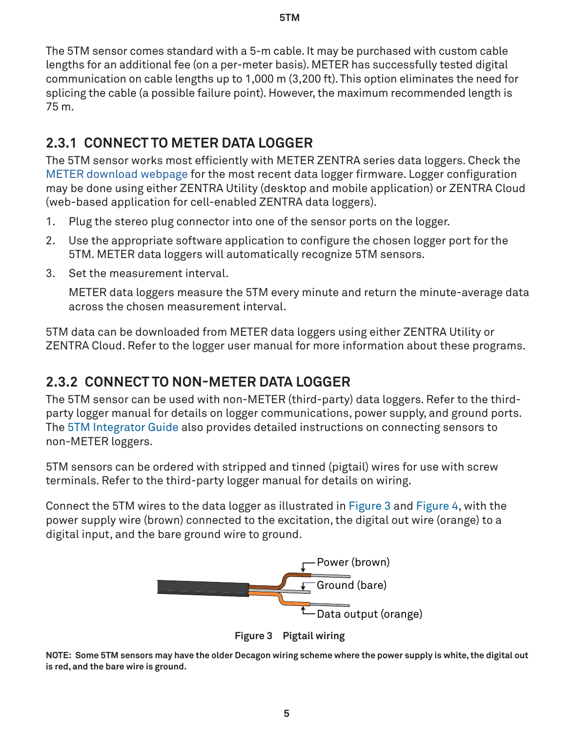The 5TM sensor comes standard with a 5-m cable. It may be purchased with custom cable lengths for an additional fee (on a per-meter basis). METER has successfully tested digital communication on cable lengths up to 1,000 m (3,200 ft). This option eliminates the need for splicing the cable (a possible failure point). However, the maximum recommended length is 75 m.

### 2.3.1 CONNECT TO METER DATA LOGGER

The 5TM sensor works most efficiently with METER ZENTRA series data loggers. Check the METER download webpage for the most recent data logger firmware. Logger configuration may be done using either ZENTRA Utility (desktop and mobile application) or ZENTRA Cloud (web-based application for cell-enabled ZENTRA data loggers).

1. Plug the stereo plug connector into one of the sensor ports on the logger.
2. Use the appropriate software application to configure the chosen logger port for the 5TM. METER data loggers will automatically recognize 5TM sensors.
3. Set the measurement interval.

   METER data loggers measure the 5TM every minute and return the minute-average data across the chosen measurement interval.

5TM data can be downloaded from METER data loggers using either ZENTRA Utility or ZENTRA Cloud. Refer to the logger user manual for more information about these programs.

### 2.3.2 CONNECT TO NON-METER DATA LOGGER

The 5TM sensor can be used with non-METER (third-party) data loggers. Refer to the third-party logger manual for details on logger communications, power supply, and ground ports. The 5TM Integrator Guide also provides detailed instructions on connecting sensors to non-METER loggers.

5TM sensors can be ordered with stripped and tinned (pigtail) wires for use with screw terminals. Refer to the third-party logger manual for details on wiring.

Connect the 5TM wires to the data logger as illustrated in Figure 3 and Figure 4, with the power supply wire (brown) connected to the excitation, the digital out wire (orange) to a digital input, and the bare ground wire to ground.

Power (brown)

Ground (bare)

Data output (orange)

**Figure 3 Pigtail wiring**

**NOTE: Some 5TM sensors may have the older Decagon wiring scheme where the power supply is white, the digital out is red, and the bare wire is ground.**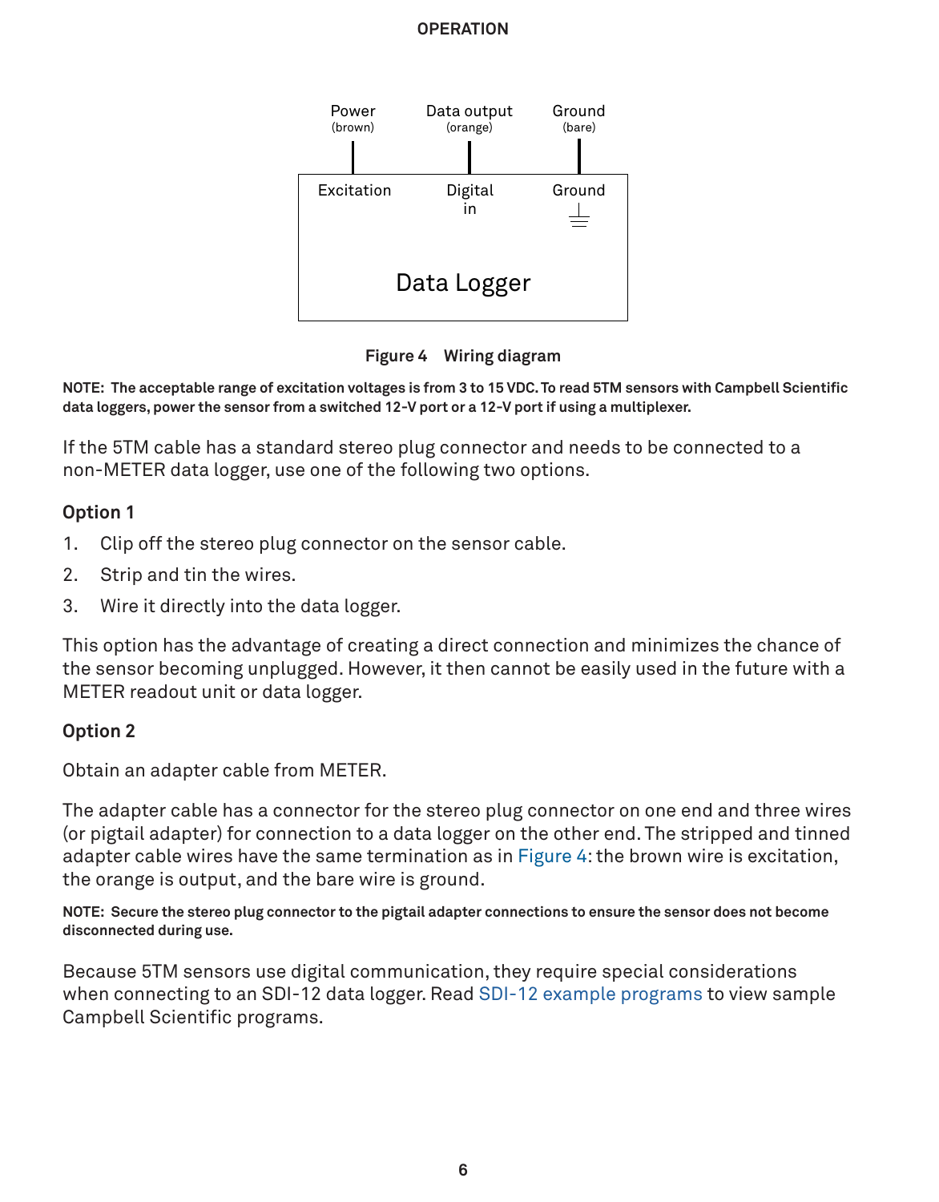Figure 4 Wiring diagram

**NOTE: The acceptable range of excitation voltages is from 3 to 15 VDC. To read 5TM sensors with Campbell Scientific data loggers, power the sensor from a switched 12-V port or a 12-V port if using a multiplexer.**

If the 5TM cable has a standard stereo plug connector and needs to be connected to a non-METER data logger, use one of the following two options.

### Option 1

1. Clip off the stereo plug connector on the sensor cable.
2. Strip and tin the wires.
3. Wire it directly into the data logger.

This option has the advantage of creating a direct connection and minimizes the chance of the sensor becoming unplugged. However, it then cannot be easily used in the future with a METER readout unit or data logger.

### Option 2

Obtain an adapter cable from METER.

The adapter cable has a connector for the stereo plug connector on one end and three wires (or pigtail adapter) for connection to a data logger on the other end. The stripped and tinned adapter cable wires have the same termination as in Figure 4: the brown wire is excitation, the orange is output, and the bare wire is ground.

**NOTE: Secure the stereo plug connector to the pigtail adapter connections to ensure the sensor does not become disconnected during use.**

Because 5TM sensors use digital communication, they require special considerations when connecting to an SDI-12 data logger. Read SDI-12 example programs to view sample Campbell Scientific programs.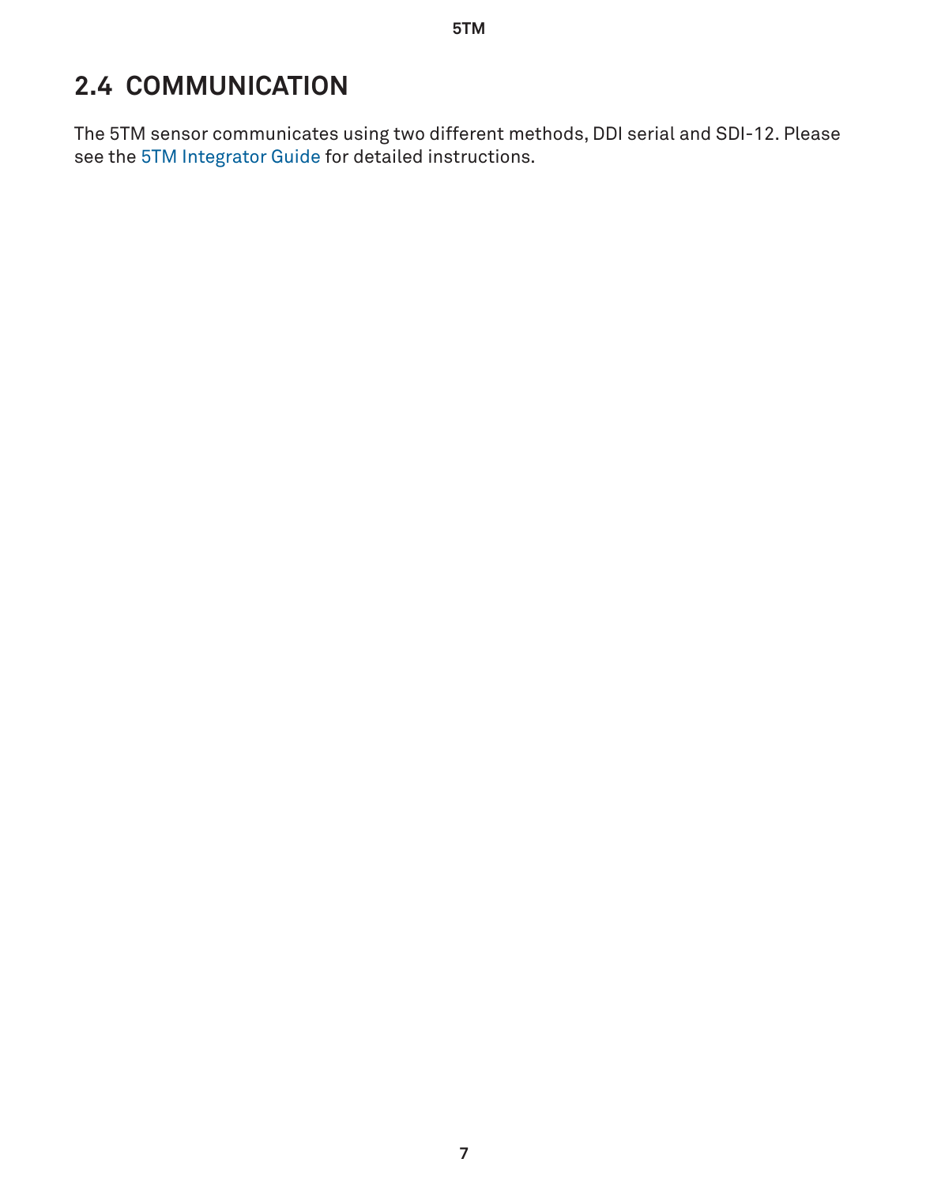## 2.4 COMMUNICATION

The 5TM sensor communicates using two different methods, DDI serial and SDI-12. Please see the 5TM Integrator Guide for detailed instructions.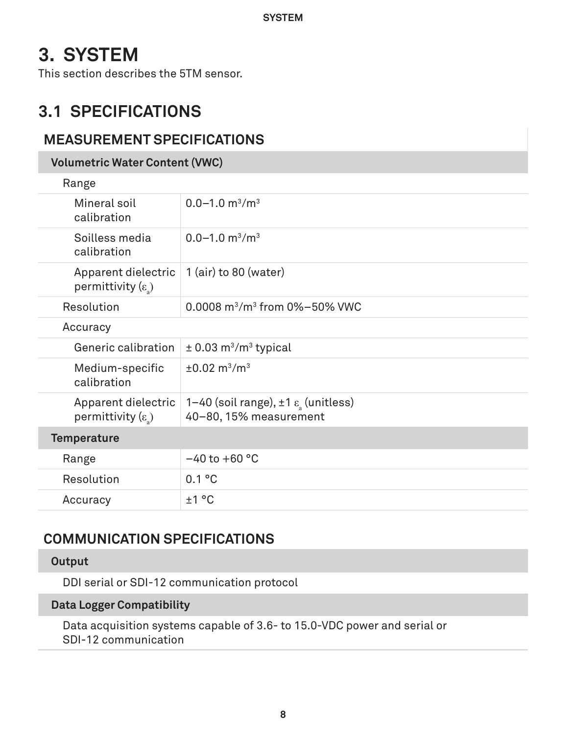# 3. SYSTEM

This section describes the 5TM sensor.

## 3.1 SPECIFICATIONS

### MEASUREMENT SPECIFICATIONS

| **Volumetric Water Content (VWC)** | |
|---|---|
| Range | |
| Mineral soil calibration | 0.0–1.0 $m^3/m^3$ |
| Soilless media calibration | 0.0–1.0 $m^3/m^3$ |
| Apparent dielectric permittivity ($\varepsilon_a$) | 1 (air) to 80 (water) |
| Resolution | 0.0008 $m^3/m^3$ from 0%–50% VWC |
| Accuracy | |
| Generic calibration | ± 0.03 $m^3/m^3$ typical |
| Medium-specific calibration | ±0.02 $m^3/m^3$ |
| Apparent dielectric permittivity ($\varepsilon_a$) | 1–40 (soil range), ±1 $\varepsilon_a$ (unitless)<br>40–80, 15% measurement |
| **Temperature** | |
| Range | −40 to +60 °C |
| Resolution | 0.1 °C |
| Accuracy | ±1 °C |

### COMMUNICATION SPECIFICATIONS

**Output**

DDI serial or SDI-12 communication protocol

**Data Logger Compatibility**

Data acquisition systems capable of 3.6- to 15.0-VDC power and serial or SDI-12 communication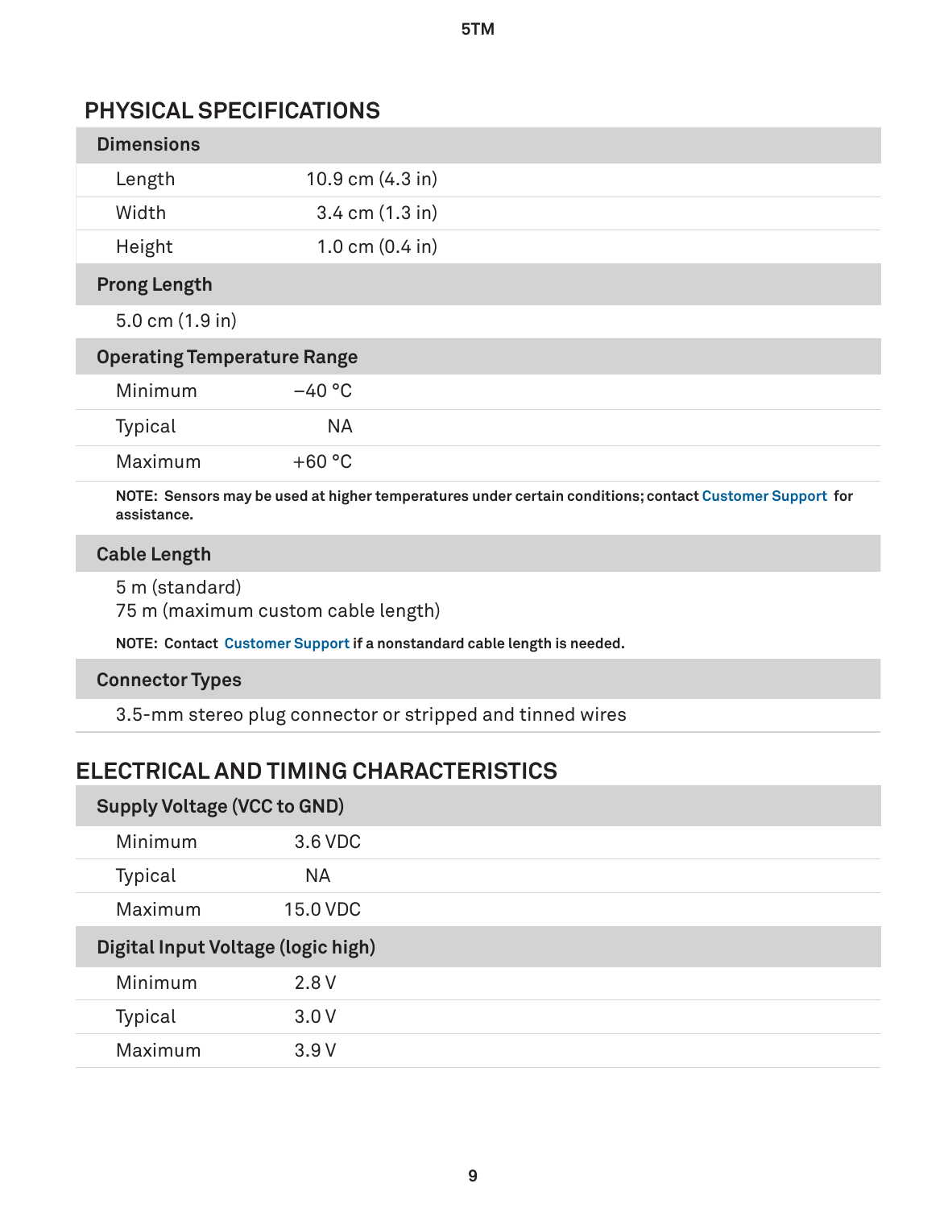## PHYSICAL SPECIFICATIONS

### Dimensions

| | |
|---|---|
| Length | 10.9 cm (4.3 in) |
| Width | 3.4 cm (1.3 in) |
| Height | 1.0 cm (0.4 in) |

### Prong Length

5.0 cm (1.9 in)

### Operating Temperature Range

| | |
|---|---|
| Minimum | –40 °C |
| Typical | NA |
| Maximum | +60 °C |

**NOTE: Sensors may be used at higher temperatures under certain conditions; contact Customer Support for assistance.**

### Cable Length

5 m (standard)
75 m (maximum custom cable length)

**NOTE: Contact Customer Support if a nonstandard cable length is needed.**

### Connector Types

3.5-mm stereo plug connector or stripped and tinned wires

## ELECTRICAL AND TIMING CHARACTERISTICS

### Supply Voltage (VCC to GND)

| | |
|---|---|
| Minimum | 3.6 VDC |
| Typical | NA |
| Maximum | 15.0 VDC |

### Digital Input Voltage (logic high)

| | |
|---|---|
| Minimum | 2.8 V |
| Typical | 3.0 V |
| Maximum | 3.9 V |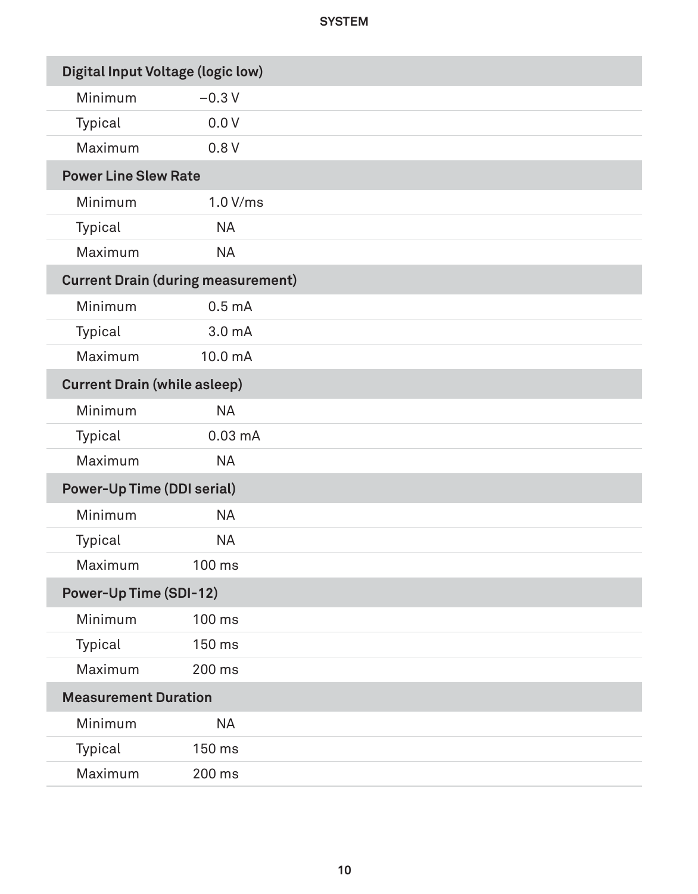## SYSTEM

| Digital Input Voltage (logic low) | |
|---|---|
| Minimum | –0.3 V |
| Typical | 0.0 V |
| Maximum | 0.8 V |

| Power Line Slew Rate | |
|---|---|
| Minimum | 1.0 V/ms |
| Typical | NA |
| Maximum | NA |

| Current Drain (during measurement) | |
|---|---|
| Minimum | 0.5 mA |
| Typical | 3.0 mA |
| Maximum | 10.0 mA |

| Current Drain (while asleep) | |
|---|---|
| Minimum | NA |
| Typical | 0.03 mA |
| Maximum | NA |

| Power-Up Time (DDI serial) | |
|---|---|
| Minimum | NA |
| Typical | NA |
| Maximum | 100 ms |

| Power-Up Time (SDI-12) | |
|---|---|
| Minimum | 100 ms |
| Typical | 150 ms |
| Maximum | 200 ms |

| Measurement Duration | |
|---|---|
| Minimum | NA |
| Typical | 150 ms |
| Maximum | 200 ms |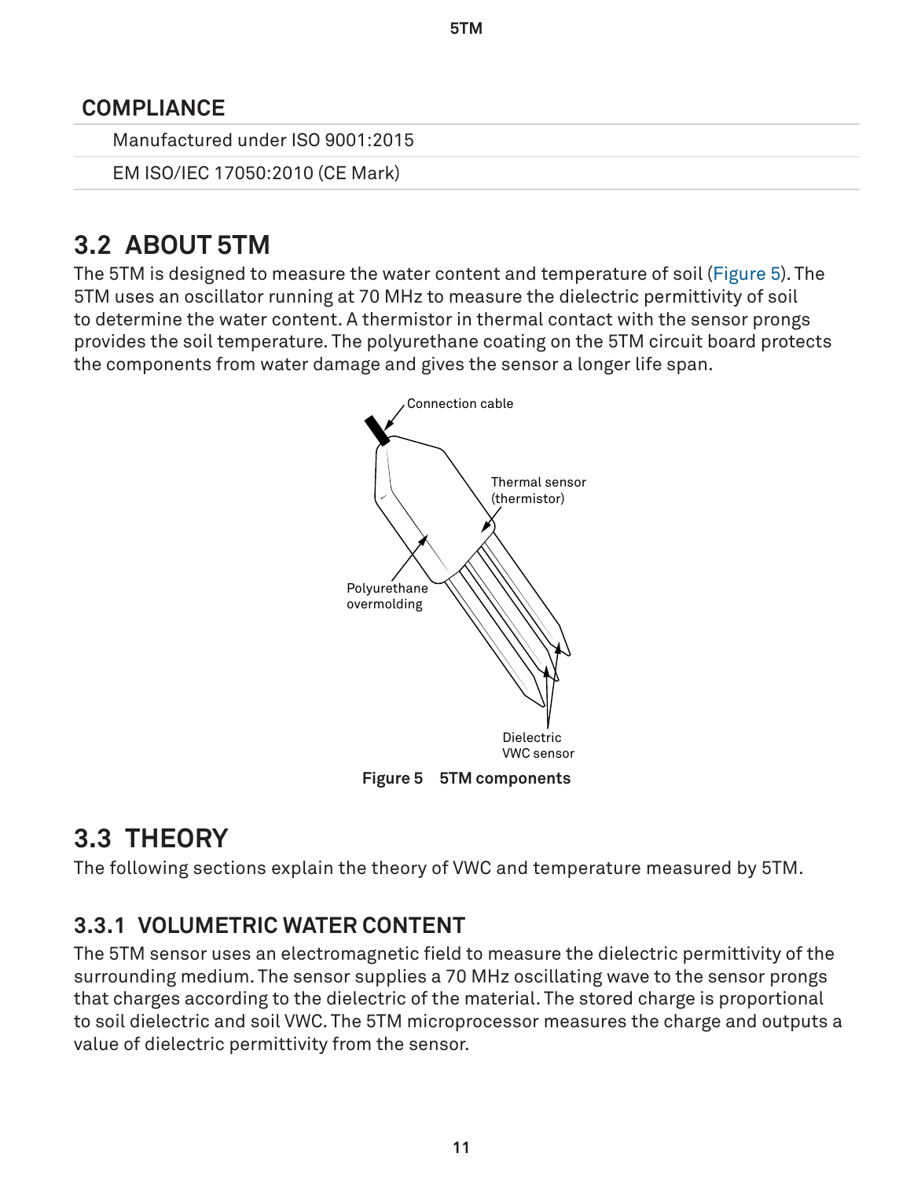## COMPLIANCE

| |
|---|
| Manufactured under ISO 9001:2015 |
| EM ISO/IEC 17050:2010 (CE Mark) |

## 3.2 ABOUT 5TM

The 5TM is designed to measure the water content and temperature of soil (Figure 5). The 5TM uses an oscillator running at 70 MHz to measure the dielectric permittivity of soil to determine the water content. A thermistor in thermal contact with the sensor prongs provides the soil temperature. The polyurethane coating on the 5TM circuit board protects the components from water damage and gives the sensor a longer life span.

Connection cable

Thermal sensor (thermistor)

Polyurethane overmolding

Dielectric VWC sensor

**Figure 5 5TM components**

## 3.3 THEORY

The following sections explain the theory of VWC and temperature measured by 5TM.

### 3.3.1 VOLUMETRIC WATER CONTENT

The 5TM sensor uses an electromagnetic field to measure the dielectric permittivity of the surrounding medium. The sensor supplies a 70 MHz oscillating wave to the sensor prongs that charges according to the dielectric of the material. The stored charge is proportional to soil dielectric and soil VWC. The 5TM microprocessor measures the charge and outputs a value of dielectric permittivity from the sensor.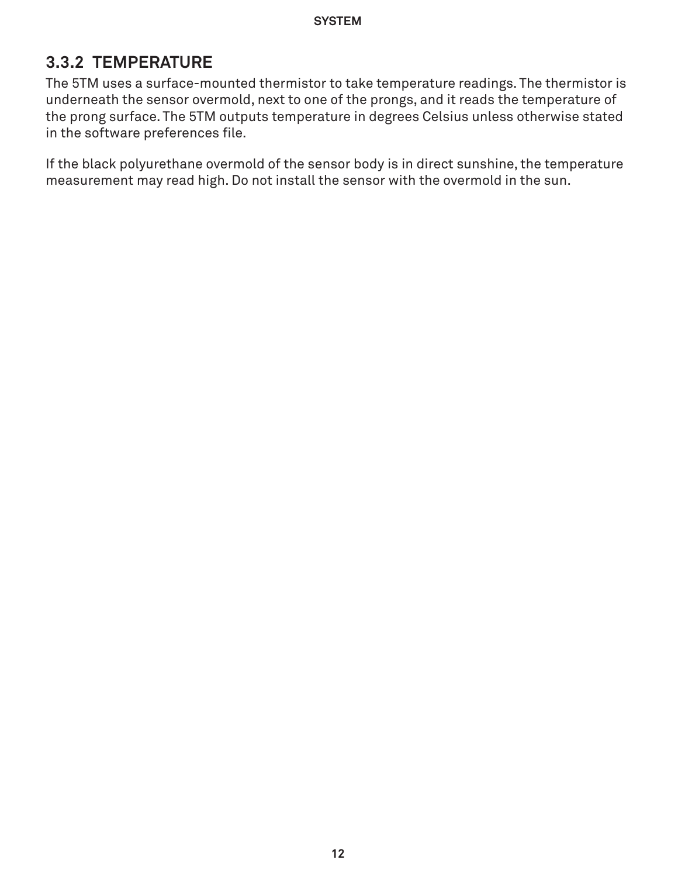### 3.3.2 TEMPERATURE

The 5TM uses a surface-mounted thermistor to take temperature readings. The thermistor is underneath the sensor overmold, next to one of the prongs, and it reads the temperature of the prong surface. The 5TM outputs temperature in degrees Celsius unless otherwise stated in the software preferences file.

If the black polyurethane overmold of the sensor body is in direct sunshine, the temperature measurement may read high. Do not install the sensor with the overmold in the sun.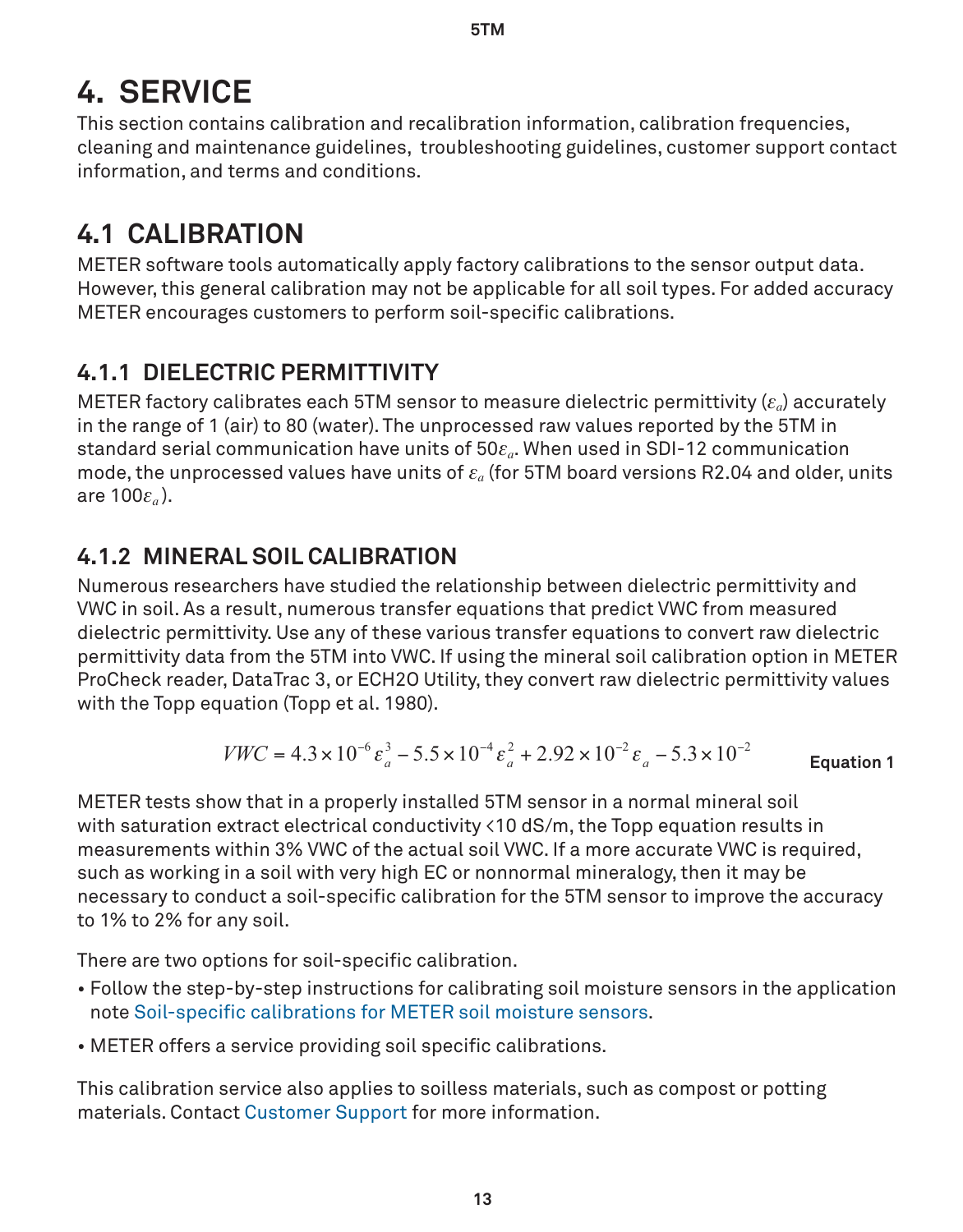# 4. SERVICE

This section contains calibration and recalibration information, calibration frequencies, cleaning and maintenance guidelines, troubleshooting guidelines, customer support contact information, and terms and conditions.

## 4.1 CALIBRATION

METER software tools automatically apply factory calibrations to the sensor output data. However, this general calibration may not be applicable for all soil types. For added accuracy METER encourages customers to perform soil-specific calibrations.

### 4.1.1 DIELECTRIC PERMITTIVITY

METER factory calibrates each 5TM sensor to measure dielectric permittivity ($\varepsilon_a$) accurately in the range of 1 (air) to 80 (water). The unprocessed raw values reported by the 5TM in standard serial communication have units of $50\varepsilon_a$. When used in SDI-12 communication mode, the unprocessed values have units of $\varepsilon_a$ (for 5TM board versions R2.04 and older, units are $100\varepsilon_a$).

### 4.1.2 MINERAL SOIL CALIBRATION

Numerous researchers have studied the relationship between dielectric permittivity and VWC in soil. As a result, numerous transfer equations that predict VWC from measured dielectric permittivity. Use any of these various transfer equations to convert raw dielectric permittivity data from the 5TM into VWC. If using the mineral soil calibration option in METER ProCheck reader, DataTrac 3, or ECH2O Utility, they convert raw dielectric permittivity values with the Topp equation (Topp et al. 1980).

$$VWC = 4.3 \times 10^{-6} \varepsilon_a^3 - 5.5 \times 10^{-4} \varepsilon_a^2 + 2.92 \times 10^{-2} \varepsilon_a - 5.3 \times 10^{-2} \quad \textbf{Equation 1}$$

METER tests show that in a properly installed 5TM sensor in a normal mineral soil with saturation extract electrical conductivity <10 dS/m, the Topp equation results in measurements within 3% VWC of the actual soil VWC. If a more accurate VWC is required, such as working in a soil with very high EC or nonnormal mineralogy, then it may be necessary to conduct a soil-specific calibration for the 5TM sensor to improve the accuracy to 1% to 2% for any soil.

There are two options for soil-specific calibration.

- Follow the step-by-step instructions for calibrating soil moisture sensors in the application note Soil-specific calibrations for METER soil moisture sensors.
- METER offers a service providing soil specific calibrations.

This calibration service also applies to soilless materials, such as compost or potting materials. Contact Customer Support for more information.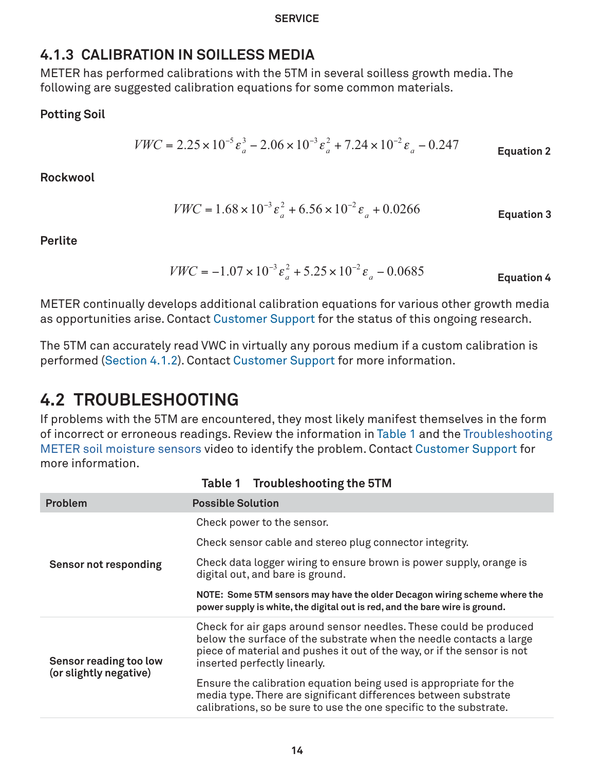### 4.1.3 CALIBRATION IN SOILLESS MEDIA

METER has performed calibrations with the 5TM in several soilless growth media. The following are suggested calibration equations for some common materials.

**Potting Soil**

$$VWC = 2.25 \times 10^{-5} \varepsilon_a^3 - 2.06 \times 10^{-3} \varepsilon_a^2 + 7.24 \times 10^{-2} \varepsilon_a - 0.247 \quad \textbf{Equation 2}$$

**Rockwool**

$$VWC = 1.68 \times 10^{-3} \varepsilon_a^2 + 6.56 \times 10^{-2} \varepsilon_a + 0.0266 \quad \textbf{Equation 3}$$

**Perlite**

$$VWC = -1.07 \times 10^{-3} \varepsilon_a^2 + 5.25 \times 10^{-2} \varepsilon_a - 0.0685 \quad \textbf{Equation 4}$$

METER continually develops additional calibration equations for various other growth media as opportunities arise. Contact Customer Support for the status of this ongoing research.

The 5TM can accurately read VWC in virtually any porous medium if a custom calibration is performed (Section 4.1.2). Contact Customer Support for more information.

## 4.2 TROUBLESHOOTING

If problems with the 5TM are encountered, they most likely manifest themselves in the form of incorrect or erroneous readings. Review the information in Table 1 and the Troubleshooting METER soil moisture sensors video to identify the problem. Contact Customer Support for more information.

**Table 1 Troubleshooting the 5TM**

| Problem | Possible Solution |
|---|---|
| **Sensor not responding** | Check power to the sensor. |
| | Check sensor cable and stereo plug connector integrity. |
| | Check data logger wiring to ensure brown is power supply, orange is digital out, and bare is ground. |
| | **NOTE: Some 5TM sensors may have the older Decagon wiring scheme where the power supply is white, the digital out is red, and the bare wire is ground.** |
| **Sensor reading too low (or slightly negative)** | Check for air gaps around sensor needles. These could be produced below the surface of the substrate when the needle contacts a large piece of material and pushes it out of the way, or if the sensor is not inserted perfectly linearly. |
| | Ensure the calibration equation being used is appropriate for the media type. There are significant differences between substrate calibrations, so be sure to use the one specific to the substrate. |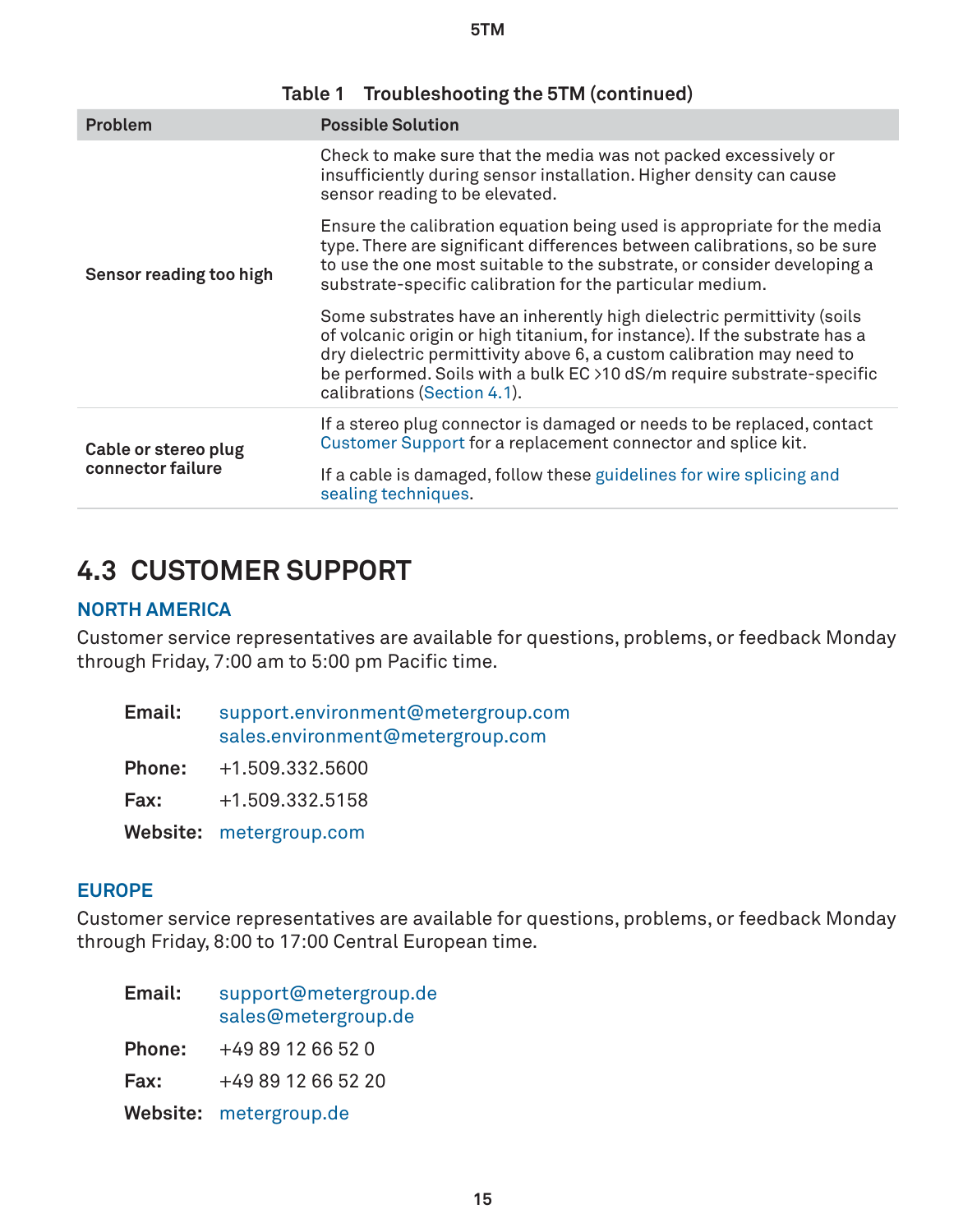Table 1 Troubleshooting the 5TM (continued)

| Problem | Possible Solution |
|---|---|
| Sensor reading too high | Check to make sure that the media was not packed excessively or insufficiently during sensor installation. Higher density can cause sensor reading to be elevated.<br><br>Ensure the calibration equation being used is appropriate for the media type. There are significant differences between calibrations, so be sure to use the one most suitable to the substrate, or consider developing a substrate-specific calibration for the particular medium.<br><br>Some substrates have an inherently high dielectric permittivity (soils of volcanic origin or high titanium, for instance). If the substrate has a dry dielectric permittivity above 6, a custom calibration may need to be performed. Soils with a bulk EC >10 dS/m require substrate-specific calibrations (Section 4.1). |
| Cable or stereo plug connector failure | If a stereo plug connector is damaged or needs to be replaced, contact Customer Support for a replacement connector and splice kit.<br><br>If a cable is damaged, follow these guidelines for wire splicing and sealing techniques. |

## 4.3 CUSTOMER SUPPORT

### NORTH AMERICA

Customer service representatives are available for questions, problems, or feedback Monday through Friday, 7:00 am to 5:00 pm Pacific time.

**Email:** support.environment@metergroup.com
sales.environment@metergroup.com

**Phone:** +1.509.332.5600

**Fax:** +1.509.332.5158

**Website:** metergroup.com

### EUROPE

Customer service representatives are available for questions, problems, or feedback Monday through Friday, 8:00 to 17:00 Central European time.

**Email:** support@metergroup.de
sales@metergroup.de

**Phone:** +49 89 12 66 52 0

**Fax:** +49 89 12 66 52 20

**Website:** metergroup.de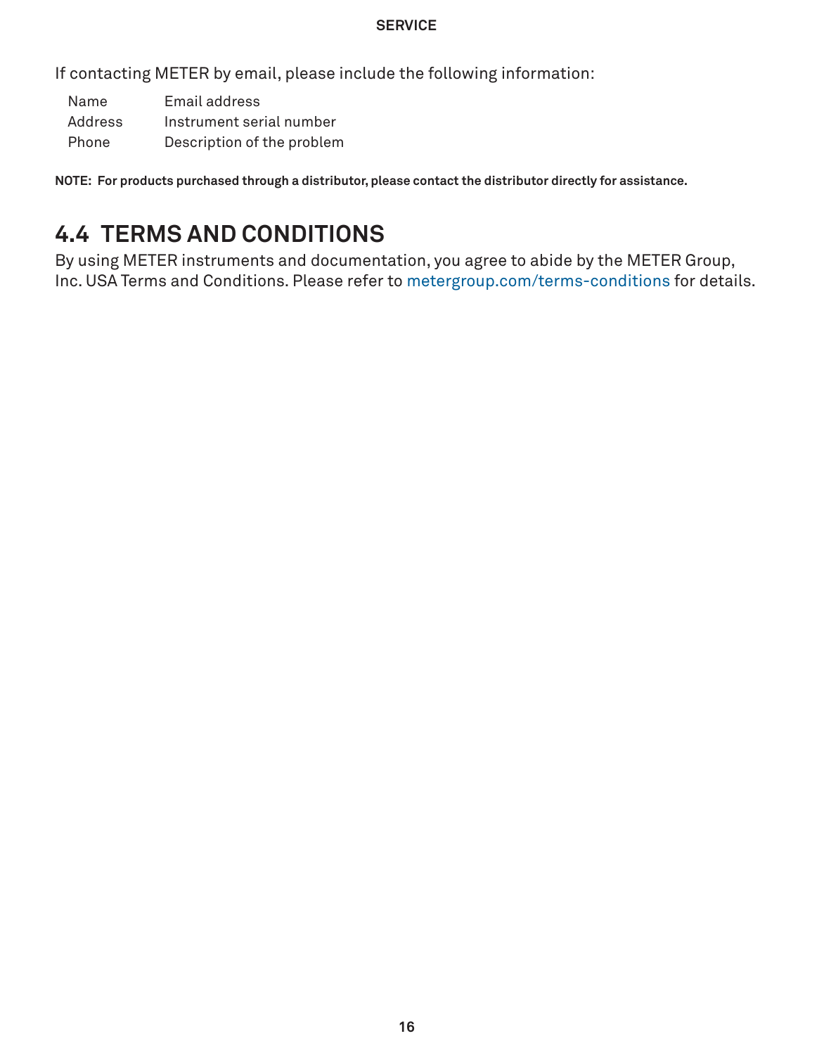If contacting METER by email, please include the following information:

| | |
|---|---|
| Name | Email address |
| Address | Instrument serial number |
| Phone | Description of the problem |

**NOTE: For products purchased through a distributor, please contact the distributor directly for assistance.**

## 4.4 TERMS AND CONDITIONS

By using METER instruments and documentation, you agree to abide by the METER Group, Inc. USA Terms and Conditions. Please refer to metergroup.com/terms-conditions for details.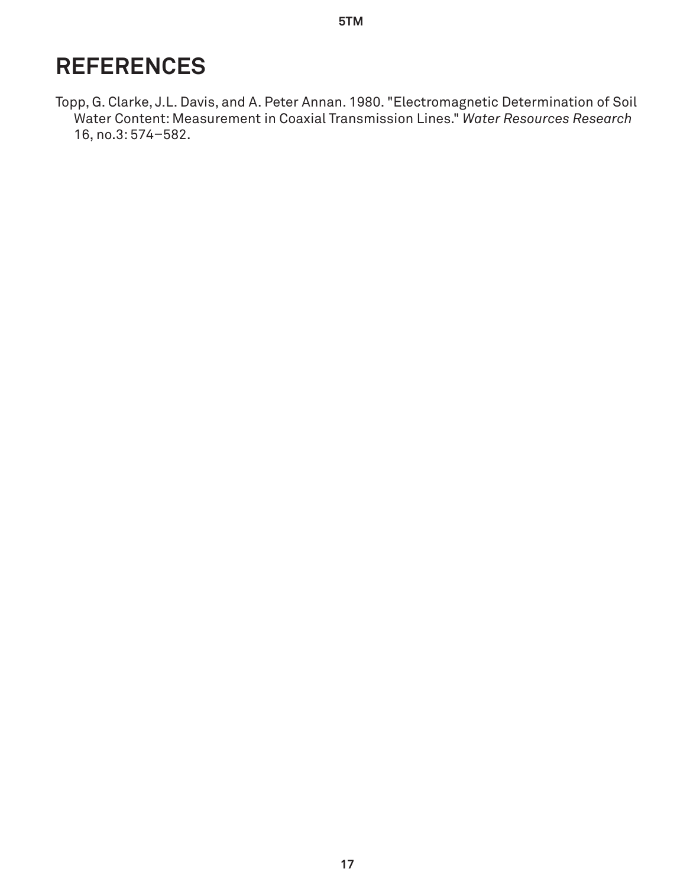# REFERENCES

Topp, G. Clarke, J.L. Davis, and A. Peter Annan. 1980. "Electromagnetic Determination of Soil Water Content: Measurement in Coaxial Transmission Lines." *Water Resources Research* 16, no.3: 574–582.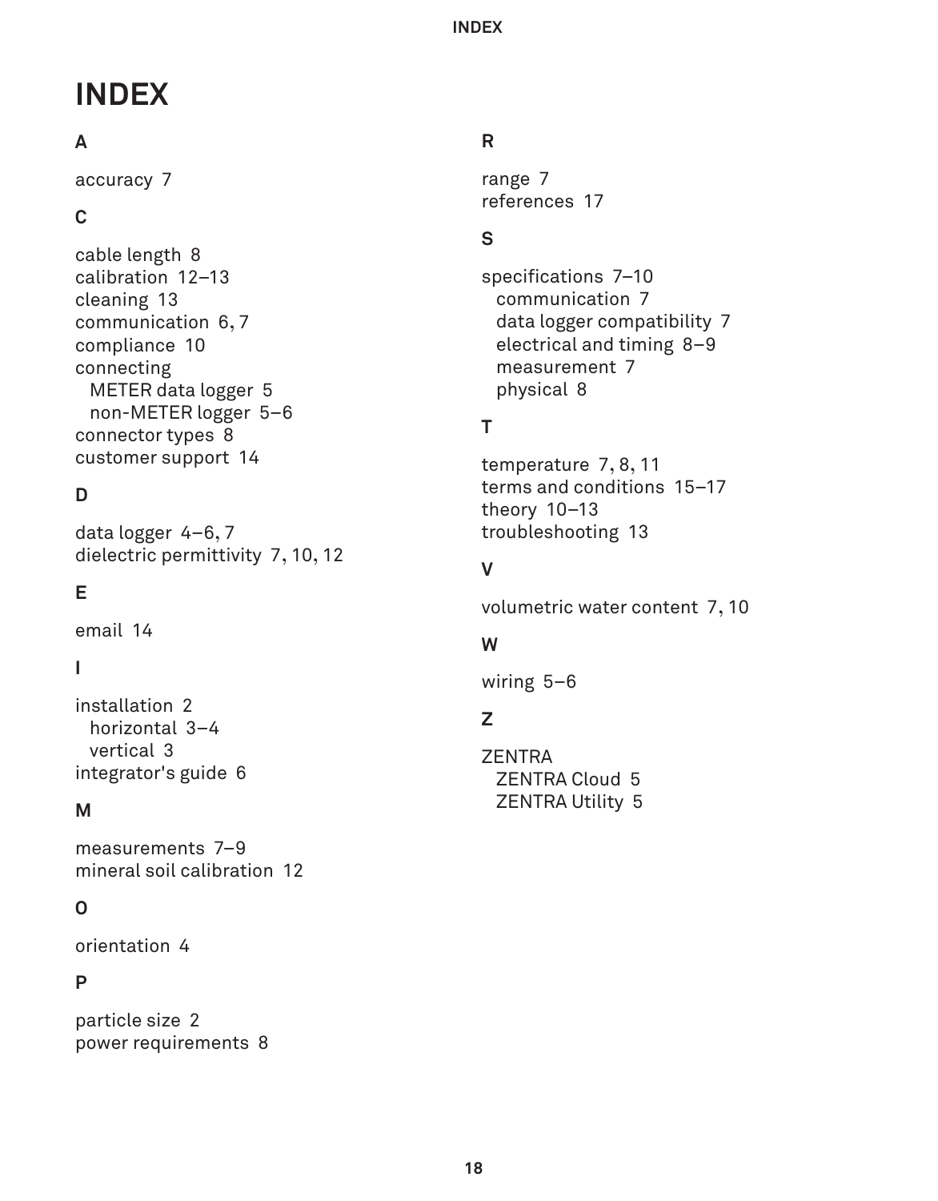# INDEX

## A

accuracy 7

## C

cable length 8
calibration 12–13
cleaning 13
communication 6, 7
compliance 10
connecting
- METER data logger 5
- non-METER logger 5–6

connector types 8
customer support 14

## D

data logger 4–6, 7
dielectric permittivity 7, 10, 12

## E

email 14

## I

installation 2
- horizontal 3–4
- vertical 3

integrator's guide 6

## M

measurements 7–9
mineral soil calibration 12

## O

orientation 4

## P

particle size 2
power requirements 8

## R

range 7
references 17

## S

specifications 7–10
- communication 7
- data logger compatibility 7
- electrical and timing 8–9
- measurement 7
- physical 8

## T

temperature 7, 8, 11
terms and conditions 15–17
theory 10–13
troubleshooting 13

## V

volumetric water content 7, 10

## W

wiring 5–6

## Z

ZENTRA
- ZENTRA Cloud 5
- ZENTRA Utility 5